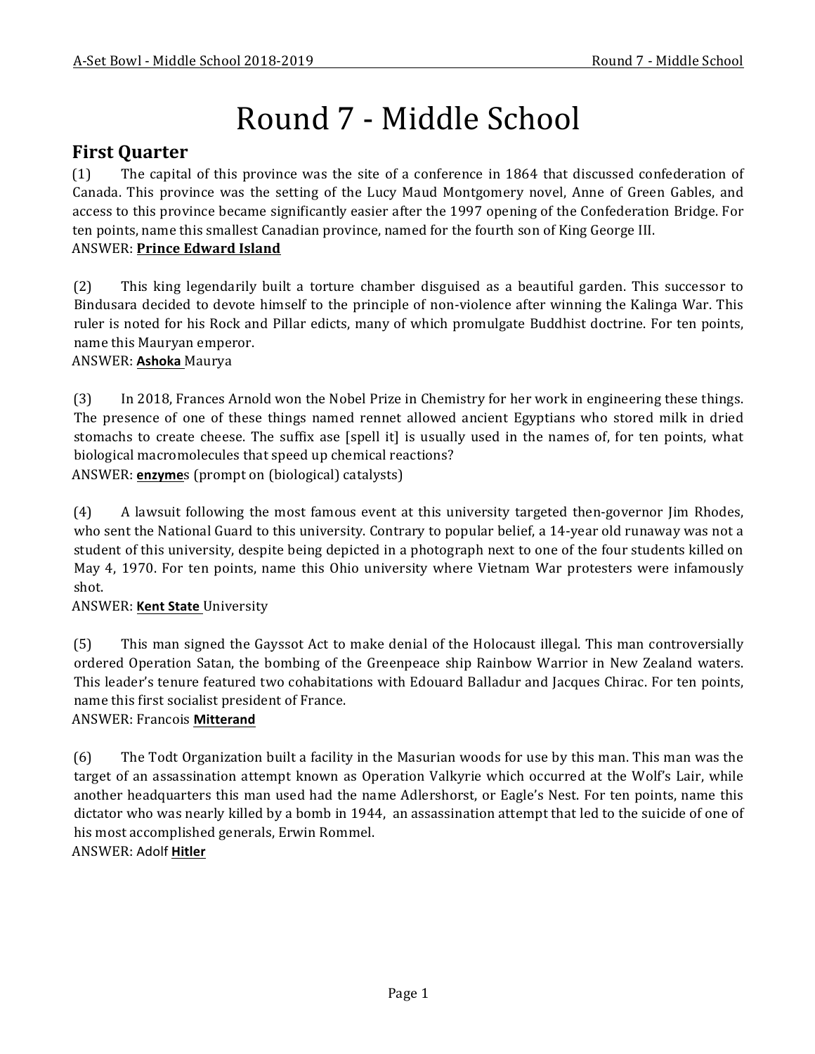# Round 7 - Middle School

## First Quarter

(1) The capital of this province was the site of a conference in 1864 that discussed confederation of Canada. This province was the setting of the Lucy Maud Montgomery novel, Anne of Green Gables, and access to this province became significantly easier after the 1997 opening of the Confederation Bridge. For ten points, name this smallest Canadian province, named for the fourth son of King George III.
ANSWER: **Prince Edward Island**

(2) This king legendarily built a torture chamber disguised as a beautiful garden. This successor to Bindusara decided to devote himself to the principle of non-violence after winning the Kalinga War. This ruler is noted for his Rock and Pillar edicts, many of which promulgate Buddhist doctrine. For ten points, name this Mauryan emperor.
ANSWER: **Ashoka** Maurya

(3) In 2018, Frances Arnold won the Nobel Prize in Chemistry for her work in engineering these things. The presence of one of these things named rennet allowed ancient Egyptians who stored milk in dried stomachs to create cheese. The suffix ase [spell it] is usually used in the names of, for ten points, what biological macromolecules that speed up chemical reactions?
ANSWER: **enzyme**s (prompt on (biological) catalysts)

(4) A lawsuit following the most famous event at this university targeted then-governor Jim Rhodes, who sent the National Guard to this university. Contrary to popular belief, a 14-year old runaway was not a student of this university, despite being depicted in a photograph next to one of the four students killed on May 4, 1970. For ten points, name this Ohio university where Vietnam War protesters were infamously shot.
ANSWER: **Kent State** University

(5) This man signed the Gayssot Act to make denial of the Holocaust illegal. This man controversially ordered Operation Satan, the bombing of the Greenpeace ship Rainbow Warrior in New Zealand waters. This leader's tenure featured two cohabitations with Edouard Balladur and Jacques Chirac. For ten points, name this first socialist president of France.
ANSWER: Francois **Mitterand**

(6) The Todt Organization built a facility in the Masurian woods for use by this man. This man was the target of an assassination attempt known as Operation Valkyrie which occurred at the Wolf's Lair, while another headquarters this man used had the name Adlershorst, or Eagle's Nest. For ten points, name this dictator who was nearly killed by a bomb in 1944, an assassination attempt that led to the suicide of one of his most accomplished generals, Erwin Rommel.
ANSWER: Adolf **Hitler**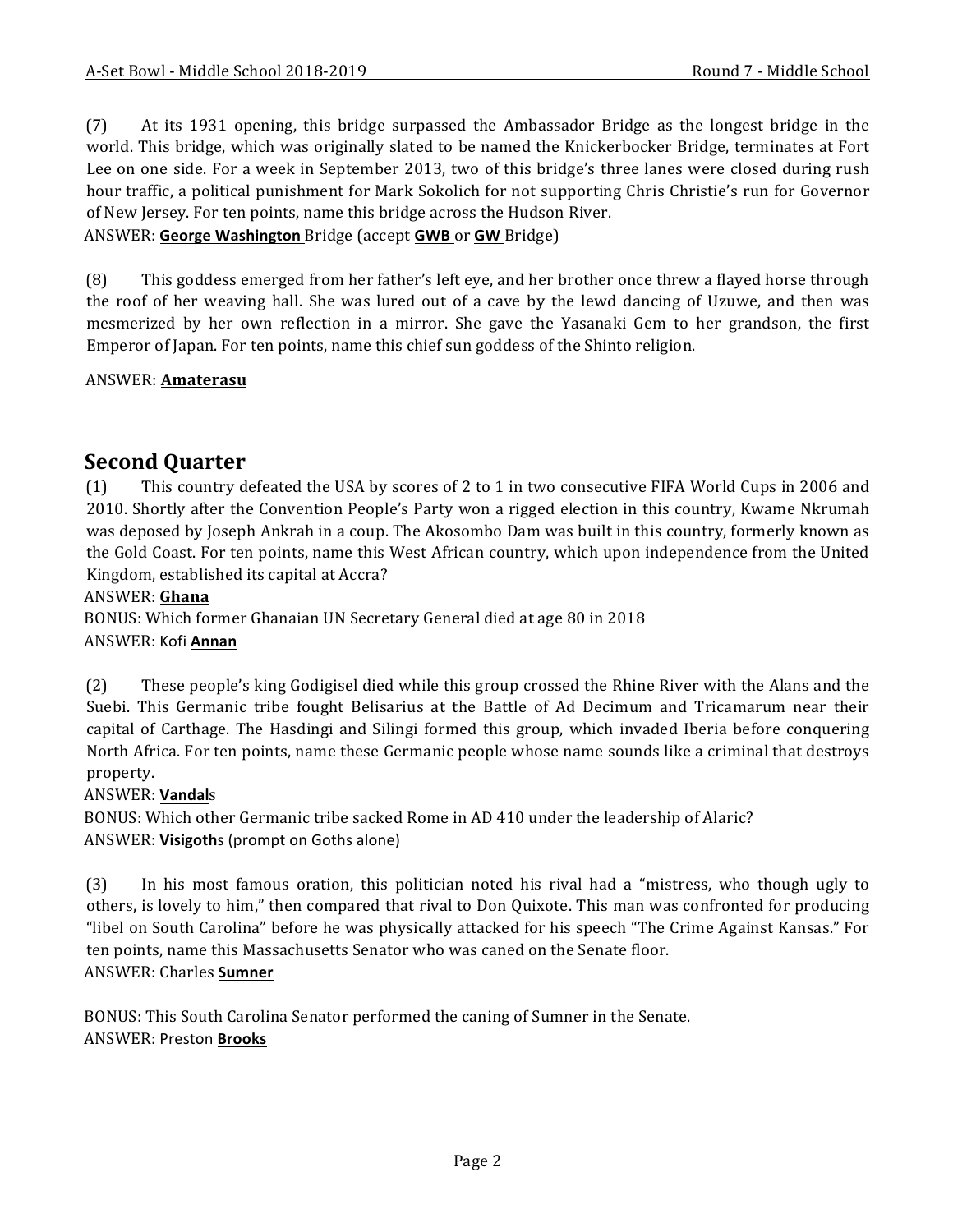(7) At its 1931 opening, this bridge surpassed the Ambassador Bridge as the longest bridge in the world. This bridge, which was originally slated to be named the Knickerbocker Bridge, terminates at Fort Lee on one side. For a week in September 2013, two of this bridge's three lanes were closed during rush hour traffic, a political punishment for Mark Sokolich for not supporting Chris Christie's run for Governor of New Jersey. For ten points, name this bridge across the Hudson River.

ANSWER: **George Washington** Bridge (accept **GWB** or **GW** Bridge)

(8) This goddess emerged from her father's left eye, and her brother once threw a flayed horse through the roof of her weaving hall. She was lured out of a cave by the lewd dancing of Uzuwe, and then was mesmerized by her own reflection in a mirror. She gave the Yasanaki Gem to her grandson, the first Emperor of Japan. For ten points, name this chief sun goddess of the Shinto religion.

ANSWER: **Amaterasu**

## Second Quarter

(1) This country defeated the USA by scores of 2 to 1 in two consecutive FIFA World Cups in 2006 and 2010. Shortly after the Convention People's Party won a rigged election in this country, Kwame Nkrumah was deposed by Joseph Ankrah in a coup. The Akosombo Dam was built in this country, formerly known as the Gold Coast. For ten points, name this West African country, which upon independence from the United Kingdom, established its capital at Accra?

ANSWER: **Ghana**

BONUS: Which former Ghanaian UN Secretary General died at age 80 in 2018

ANSWER: Kofi **Annan**

(2) These people's king Godigisel died while this group crossed the Rhine River with the Alans and the Suebi. This Germanic tribe fought Belisarius at the Battle of Ad Decimum and Tricamarum near their capital of Carthage. The Hasdingi and Silingi formed this group, which invaded Iberia before conquering North Africa. For ten points, name these Germanic people whose name sounds like a criminal that destroys property.

ANSWER: **Vandal**s

BONUS: Which other Germanic tribe sacked Rome in AD 410 under the leadership of Alaric?

ANSWER: **Visigoth**s (prompt on Goths alone)

(3) In his most famous oration, this politician noted his rival had a "mistress, who though ugly to others, is lovely to him," then compared that rival to Don Quixote. This man was confronted for producing "libel on South Carolina" before he was physically attacked for his speech "The Crime Against Kansas." For ten points, name this Massachusetts Senator who was caned on the Senate floor.

ANSWER: Charles **Sumner**

BONUS: This South Carolina Senator performed the caning of Sumner in the Senate.

ANSWER: Preston **Brooks**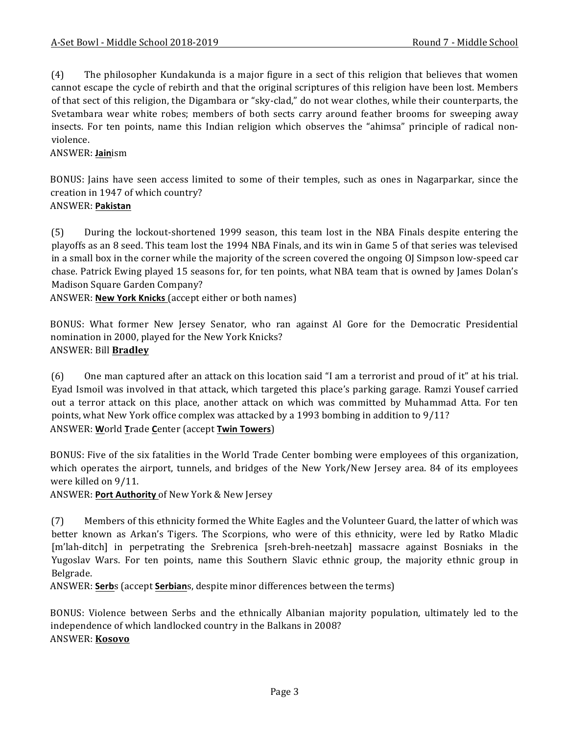(4) The philosopher Kundakunda is a major figure in a sect of this religion that believes that women cannot escape the cycle of rebirth and that the original scriptures of this religion have been lost. Members of that sect of this religion, the Digambara or "sky-clad," do not wear clothes, while their counterparts, the Svetambara wear white robes; members of both sects carry around feather brooms for sweeping away insects. For ten points, name this Indian religion which observes the "ahimsa" principle of radical non-violence.

ANSWER: **Jain**ism

BONUS: Jains have seen access limited to some of their temples, such as ones in Nagarparkar, since the creation in 1947 of which country?

ANSWER: **Pakistan**

(5) During the lockout-shortened 1999 season, this team lost in the NBA Finals despite entering the playoffs as an 8 seed. This team lost the 1994 NBA Finals, and its win in Game 5 of that series was televised in a small box in the corner while the majority of the screen covered the ongoing OJ Simpson low-speed car chase. Patrick Ewing played 15 seasons for, for ten points, what NBA team that is owned by James Dolan's Madison Square Garden Company?

ANSWER: **New York Knicks** (accept either or both names)

BONUS: What former New Jersey Senator, who ran against Al Gore for the Democratic Presidential nomination in 2000, played for the New York Knicks?

ANSWER: Bill **Bradley**

(6) One man captured after an attack on this location said "I am a terrorist and proud of it" at his trial. Eyad Ismoil was involved in that attack, which targeted this place's parking garage. Ramzi Yousef carried out a terror attack on this place, another attack on which was committed by Muhammad Atta. For ten points, what New York office complex was attacked by a 1993 bombing in addition to 9/11?

ANSWER: **W**orld **T**rade **C**enter (accept **Twin Towers**)

BONUS: Five of the six fatalities in the World Trade Center bombing were employees of this organization, which operates the airport, tunnels, and bridges of the New York/New Jersey area. 84 of its employees were killed on 9/11.

ANSWER: **Port Authority** of New York & New Jersey

(7) Members of this ethnicity formed the White Eagles and the Volunteer Guard, the latter of which was better known as Arkan's Tigers. The Scorpions, who were of this ethnicity, were led by Ratko Mladic [m'lah-ditch] in perpetrating the Srebrenica [sreh-breh-neetzah] massacre against Bosniaks in the Yugoslav Wars. For ten points, name this Southern Slavic ethnic group, the majority ethnic group in Belgrade.

ANSWER: **Serb**s (accept **Serbian**s, despite minor differences between the terms)

BONUS: Violence between Serbs and the ethnically Albanian majority population, ultimately led to the independence of which landlocked country in the Balkans in 2008?

ANSWER: **Kosovo**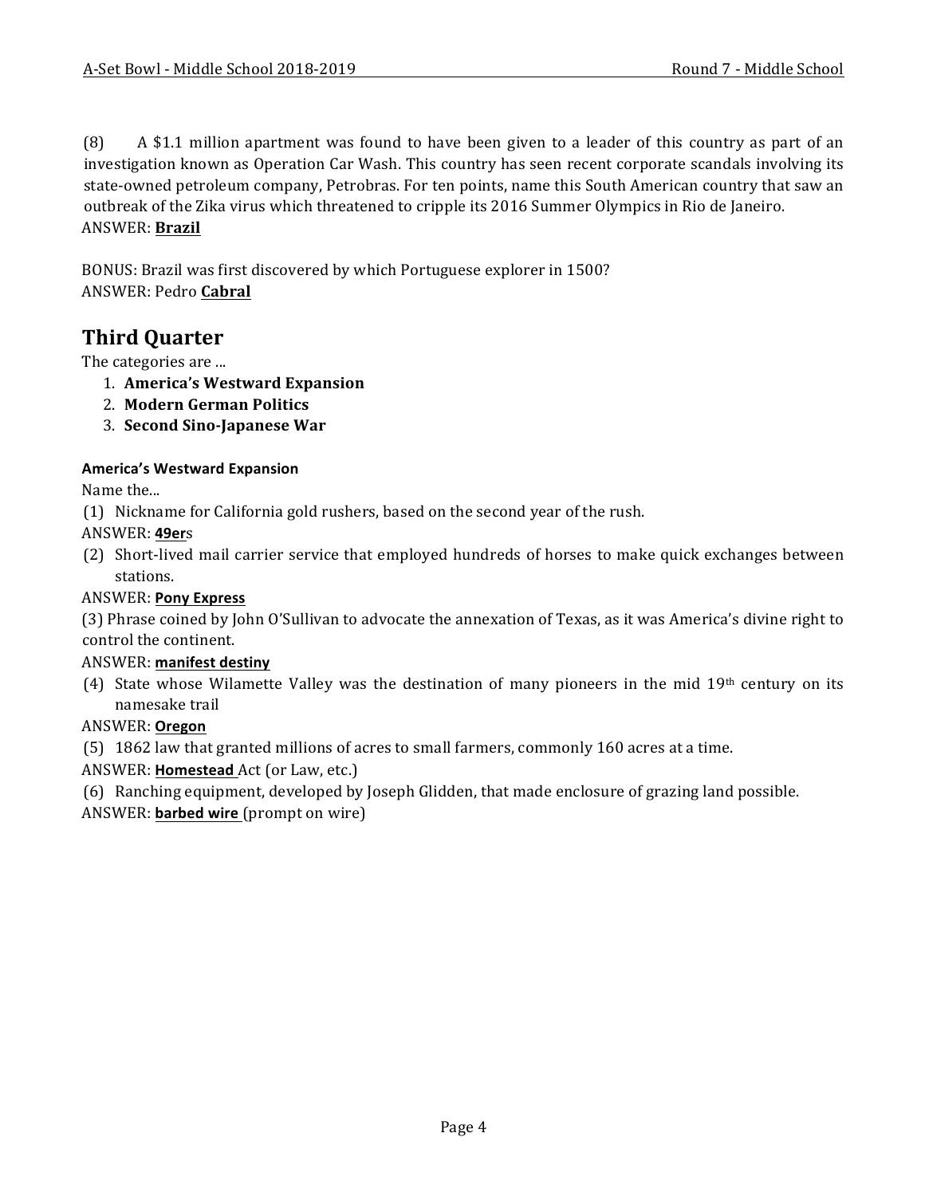(8) A $1.1 million apartment was found to have been given to a leader of this country as part of an investigation known as Operation Car Wash. This country has seen recent corporate scandals involving its state-owned petroleum company, Petrobras. For ten points, name this South American country that saw an outbreak of the Zika virus which threatened to cripple its 2016 Summer Olympics in Rio de Janeiro.
ANSWER: **Brazil**

BONUS: Brazil was first discovered by which Portuguese explorer in 1500?
ANSWER: Pedro **Cabral**

## Third Quarter

The categories are ...

1. **America's Westward Expansion**
2. **Modern German Politics**
3. **Second Sino-Japanese War**

#### America's Westward Expansion

Name the...

(1) Nickname for California gold rushers, based on the second year of the rush.
ANSWER: **49er**s

(2) Short-lived mail carrier service that employed hundreds of horses to make quick exchanges between stations.
ANSWER: **Pony Express**

(3) Phrase coined by John O'Sullivan to advocate the annexation of Texas, as it was America's divine right to control the continent.
ANSWER: **manifest destiny**

(4) State whose Wilamette Valley was the destination of many pioneers in the mid 19th century on its namesake trail
ANSWER: **Oregon**

(5) 1862 law that granted millions of acres to small farmers, commonly 160 acres at a time.
ANSWER: **Homestead** Act (or Law, etc.)

(6) Ranching equipment, developed by Joseph Glidden, that made enclosure of grazing land possible.
ANSWER: **barbed wire** (prompt on wire)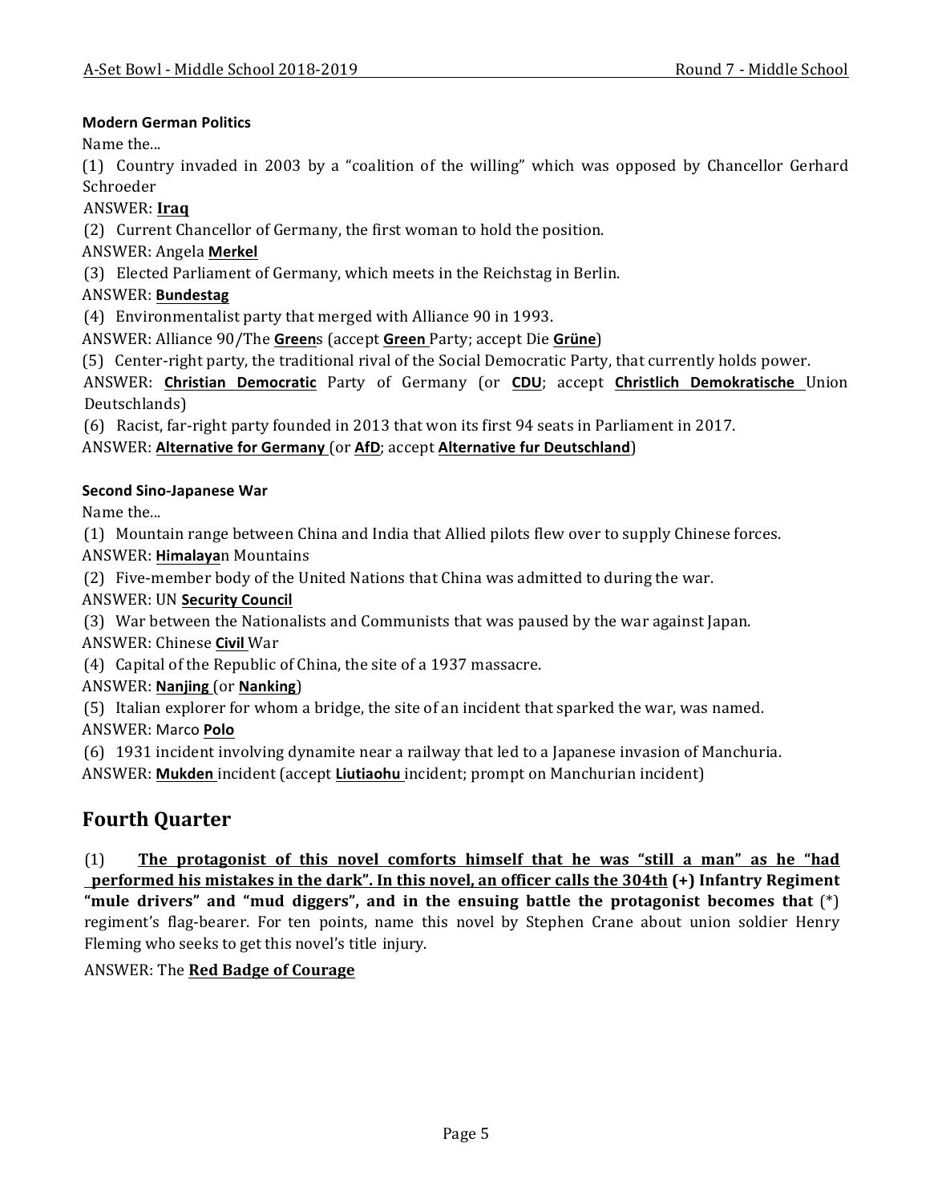**Modern German Politics**

Name the...

(1) Country invaded in 2003 by a "coalition of the willing" which was opposed by Chancellor Gerhard Schroeder

ANSWER: **Iraq**

(2) Current Chancellor of Germany, the first woman to hold the position.

ANSWER: Angela **Merkel**

(3) Elected Parliament of Germany, which meets in the Reichstag in Berlin.

ANSWER: **Bundestag**

(4) Environmentalist party that merged with Alliance 90 in 1993.

ANSWER: Alliance 90/The **Green**s (accept **Green** Party; accept Die **Grüne**)

(5) Center-right party, the traditional rival of the Social Democratic Party, that currently holds power.

ANSWER: **Christian Democratic** Party of Germany (or **CDU**; accept **Christlich Demokratische** Union Deutschlands)

(6) Racist, far-right party founded in 2013 that won its first 94 seats in Parliament in 2017.

ANSWER: **Alternative for Germany** (or **AfD**; accept **Alternative fur Deutschland**)

**Second Sino-Japanese War**

Name the...

(1) Mountain range between China and India that Allied pilots flew over to supply Chinese forces.

ANSWER: **Himalaya**n Mountains

(2) Five-member body of the United Nations that China was admitted to during the war.

ANSWER: UN **Security Council**

(3) War between the Nationalists and Communists that was paused by the war against Japan.

ANSWER: Chinese **Civil** War

(4) Capital of the Republic of China, the site of a 1937 massacre.

ANSWER: **Nanjing** (or **Nanking**)

(5) Italian explorer for whom a bridge, the site of an incident that sparked the war, was named.

ANSWER: Marco **Polo**

(6) 1931 incident involving dynamite near a railway that led to a Japanese invasion of Manchuria.

ANSWER: **Mukden** incident (accept **Liutiaohu** incident; prompt on Manchurian incident)

## Fourth Quarter

(1) **The protagonist of this novel comforts himself that he was "still a man" as he "had performed his mistakes in the dark". In this novel, an officer calls the 304th (+) Infantry Regiment "mule drivers" and "mud diggers", and in the ensuing battle the protagonist becomes that** (*) regiment's flag-bearer. For ten points, name this novel by Stephen Crane about union soldier Henry Fleming who seeks to get this novel's title injury.

ANSWER: The **Red Badge of Courage**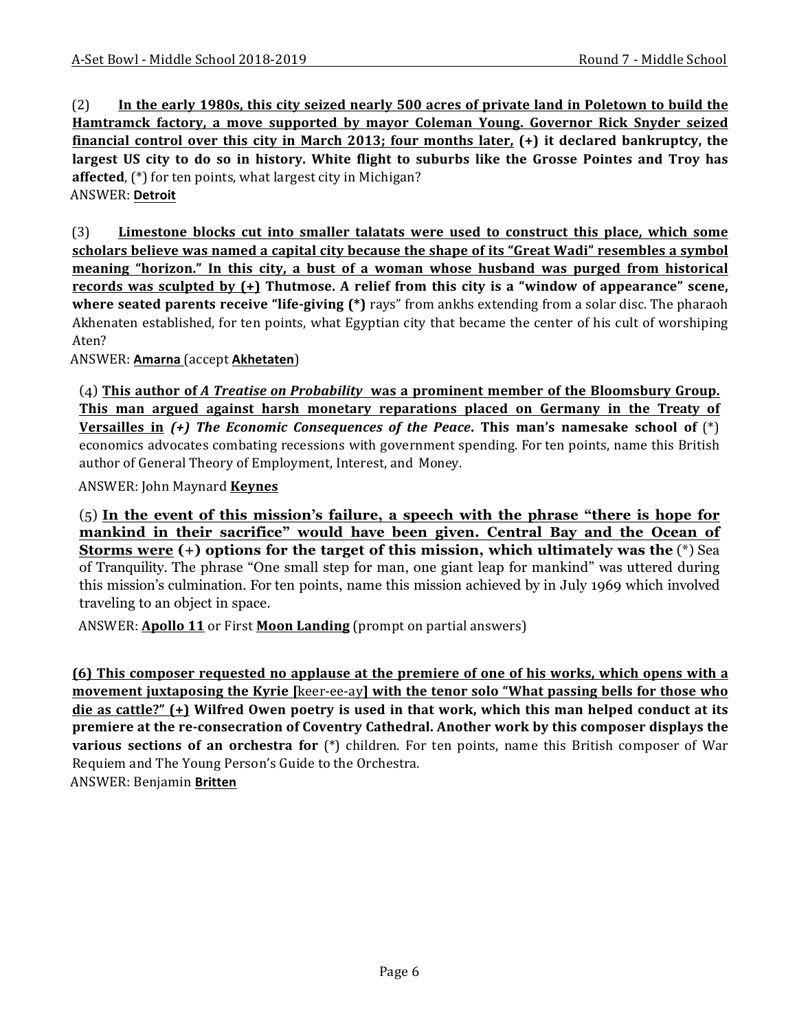(2) **In the early 1980s, this city seized nearly 500 acres of private land in Poletown to build the Hamtramck factory, a move supported by mayor Coleman Young. Governor Rick Snyder seized financial control over this city in March 2013; four months later, (+) it declared bankruptcy, the largest US city to do so in history. White flight to suburbs like the Grosse Pointes and Troy has affected**, (*) for ten points, what largest city in Michigan?
ANSWER: **Detroit**

(3) **Limestone blocks cut into smaller talatats were used to construct this place, which some scholars believe was named a capital city because the shape of its "Great Wadi" resembles a symbol meaning "horizon." In this city, a bust of a woman whose husband was purged from historical records was sculpted by (+) Thutmose. A relief from this city is a "window of appearance" scene, where seated parents receive "life-giving (*)** rays" from ankhs extending from a solar disc. The pharaoh Akhenaten established, for ten points, what Egyptian city that became the center of his cult of worshiping Aten?
ANSWER: **Amarna** (accept **Akhetaten**)

(4) **This author of *A Treatise on Probability* was a prominent member of the Bloomsbury Group. This man argued against harsh monetary reparations placed on Germany in the Treaty of Versailles in *(+) The Economic Consequences of the Peace*. This man's namesake school of** (*) economics advocates combating recessions with government spending. For ten points, name this British author of General Theory of Employment, Interest, and Money.
ANSWER: John Maynard **Keynes**

(5) **In the event of this mission's failure, a speech with the phrase "there is hope for mankind in their sacrifice" would have been given. Central Bay and the Ocean of Storms were (+) options for the target of this mission, which ultimately was the** (*) Sea of Tranquility. The phrase "One small step for man, one giant leap for mankind" was uttered during this mission's culmination. For ten points, name this mission achieved by in July 1969 which involved traveling to an object in space.
ANSWER: **Apollo 11** or First **Moon Landing** (prompt on partial answers)

**(6) This composer requested no applause at the premiere of one of his works, which opens with a movement juxtaposing the Kyrie [**keer-ee-ay**] with the tenor solo "What passing bells for those who die as cattle?" (+) Wilfred Owen poetry is used in that work, which this man helped conduct at its premiere at the re-consecration of Coventry Cathedral. Another work by this composer displays the various sections of an orchestra for** (*) children. For ten points, name this British composer of War Requiem and The Young Person's Guide to the Orchestra.
ANSWER: Benjamin **Britten**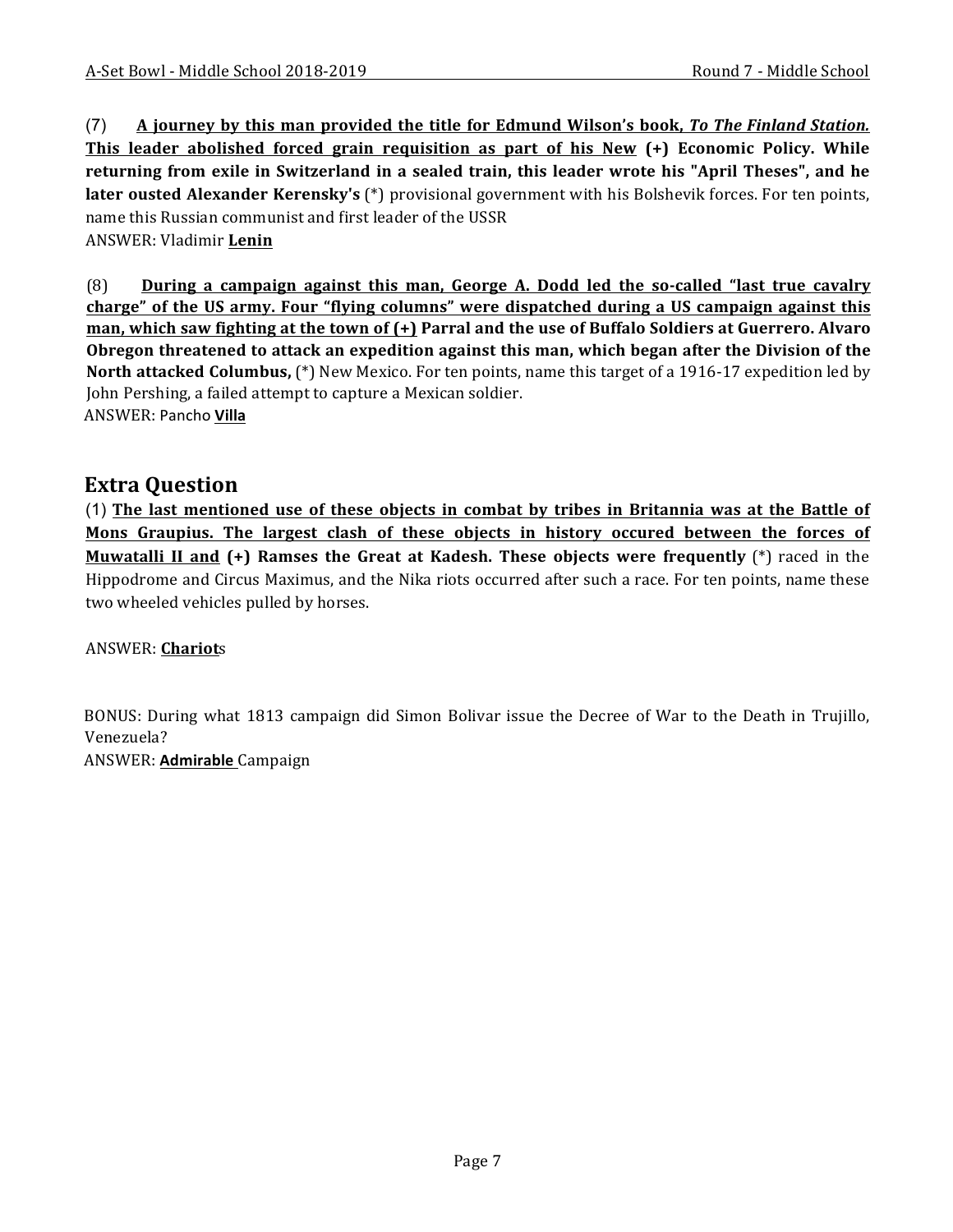(7) **<u>A journey by this man provided the title for Edmund Wilson's book, *To The Finland Station.* This leader abolished forced grain requisition as part of his New</u> (+) Economic Policy. While returning from exile in Switzerland in a sealed train, this leader wrote his "April Theses", and he later ousted Alexander Kerensky's** (*) provisional government with his Bolshevik forces. For ten points, name this Russian communist and first leader of the USSR

ANSWER: Vladimir **<u>Lenin</u>**

(8) **<u>During a campaign against this man, George A. Dodd led the so-called "last true cavalry charge" of the US army. Four "flying columns" were dispatched during a US campaign against this man, which saw fighting at the town of (+)</u> Parral and the use of Buffalo Soldiers at Guerrero. Alvaro Obregon threatened to attack an expedition against this man, which began after the Division of the North attacked Columbus,** (*) New Mexico. For ten points, name this target of a 1916-17 expedition led by John Pershing, a failed attempt to capture a Mexican soldier.

ANSWER: Pancho **<u>Villa</u>**

## Extra Question

(1) **<u>The last mentioned use of these objects in combat by tribes in Britannia was at the Battle of Mons Graupius. The largest clash of these objects in history occured between the forces of Muwatalli II and</u> (+) Ramses the Great at Kadesh. These objects were frequently** (*) raced in the Hippodrome and Circus Maximus, and the Nika riots occurred after such a race. For ten points, name these two wheeled vehicles pulled by horses.

ANSWER: **<u>Chariot</u>**s

BONUS: During what 1813 campaign did Simon Bolivar issue the Decree of War to the Death in Trujillo, Venezuela?

ANSWER: **<u>Admirable</u>** Campaign